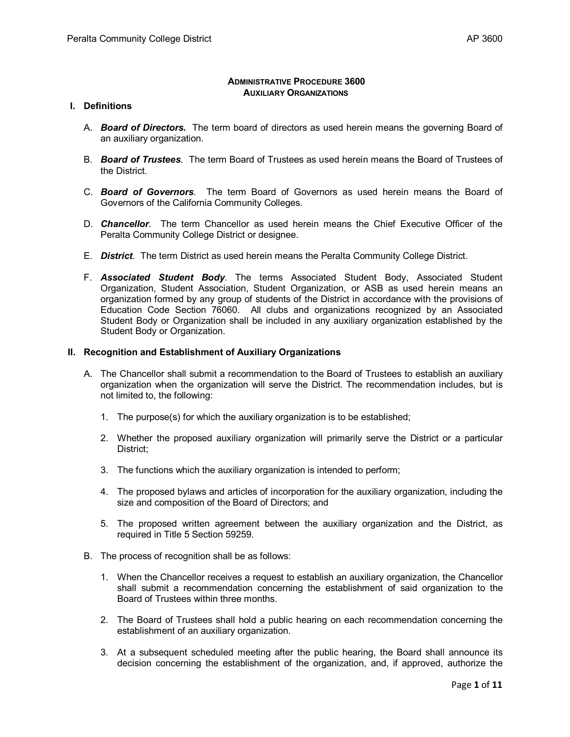# ADMINISTRATIVE PROCEDURE 3600
## AUXILIARY ORGANIZATIONS

### I. Definitions

A. ***Board of Directors.*** The term board of directors as used herein means the governing Board of an auxiliary organization.

B. ***Board of Trustees***. The term Board of Trustees as used herein means the Board of Trustees of the District.

C. ***Board of Governors***. The term Board of Governors as used herein means the Board of Governors of the California Community Colleges.

D. ***Chancellor***. The term Chancellor as used herein means the Chief Executive Officer of the Peralta Community College District or designee.

E. ***District***. The term District as used herein means the Peralta Community College District.

F. ***Associated Student Body***. The terms Associated Student Body, Associated Student Organization, Student Association, Student Organization, or ASB as used herein means an organization formed by any group of students of the District in accordance with the provisions of Education Code Section 76060. All clubs and organizations recognized by an Associated Student Body or Organization shall be included in any auxiliary organization established by the Student Body or Organization.

### II. Recognition and Establishment of Auxiliary Organizations

A. The Chancellor shall submit a recommendation to the Board of Trustees to establish an auxiliary organization when the organization will serve the District. The recommendation includes, but is not limited to, the following:

1. The purpose(s) for which the auxiliary organization is to be established;

2. Whether the proposed auxiliary organization will primarily serve the District or a particular District;

3. The functions which the auxiliary organization is intended to perform;

4. The proposed bylaws and articles of incorporation for the auxiliary organization, including the size and composition of the Board of Directors; and

5. The proposed written agreement between the auxiliary organization and the District, as required in Title 5 Section 59259.

B. The process of recognition shall be as follows:

1. When the Chancellor receives a request to establish an auxiliary organization, the Chancellor shall submit a recommendation concerning the establishment of said organization to the Board of Trustees within three months.

2. The Board of Trustees shall hold a public hearing on each recommendation concerning the establishment of an auxiliary organization.

3. At a subsequent scheduled meeting after the public hearing, the Board shall announce its decision concerning the establishment of the organization, and, if approved, authorize the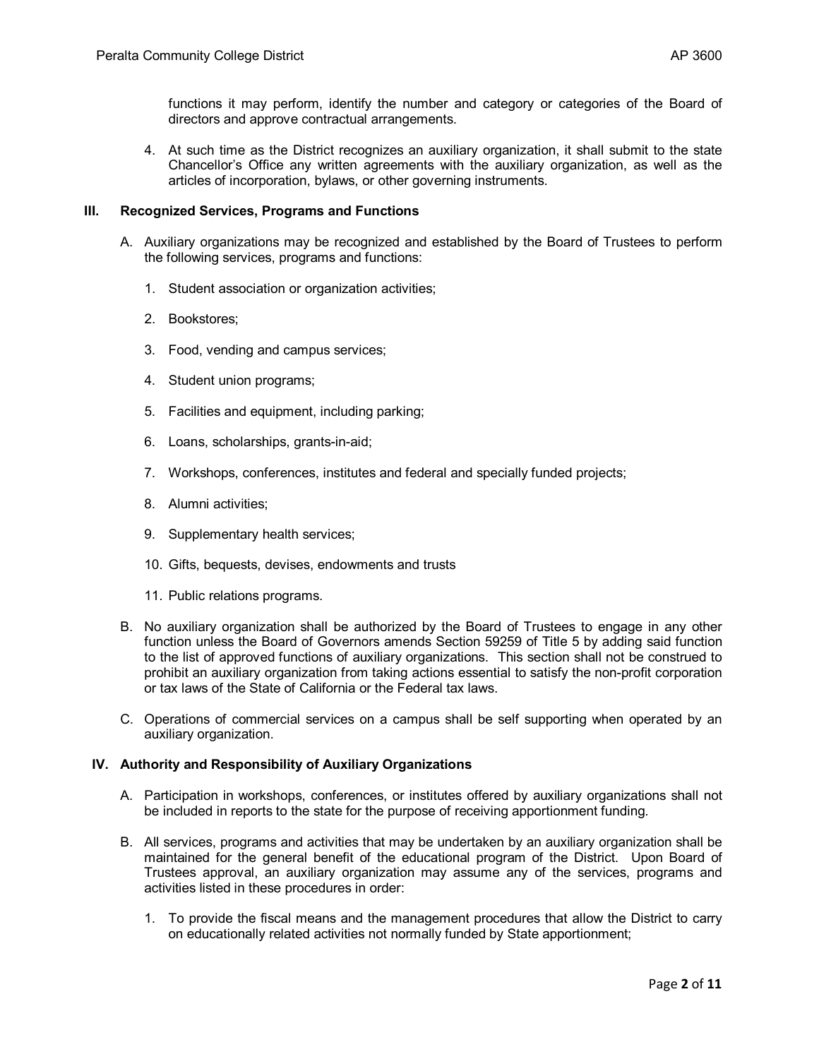functions it may perform, identify the number and category or categories of the Board of directors and approve contractual arrangements.

4. At such time as the District recognizes an auxiliary organization, it shall submit to the state Chancellor's Office any written agreements with the auxiliary organization, as well as the articles of incorporation, bylaws, or other governing instruments.

## III. Recognized Services, Programs and Functions

A. Auxiliary organizations may be recognized and established by the Board of Trustees to perform the following services, programs and functions:

1. Student association or organization activities;
2. Bookstores;
3. Food, vending and campus services;
4. Student union programs;
5. Facilities and equipment, including parking;
6. Loans, scholarships, grants-in-aid;
7. Workshops, conferences, institutes and federal and specially funded projects;
8. Alumni activities;
9. Supplementary health services;
10. Gifts, bequests, devises, endowments and trusts
11. Public relations programs.

B. No auxiliary organization shall be authorized by the Board of Trustees to engage in any other function unless the Board of Governors amends Section 59259 of Title 5 by adding said function to the list of approved functions of auxiliary organizations. This section shall not be construed to prohibit an auxiliary organization from taking actions essential to satisfy the non-profit corporation or tax laws of the State of California or the Federal tax laws.

C. Operations of commercial services on a campus shall be self supporting when operated by an auxiliary organization.

## IV. Authority and Responsibility of Auxiliary Organizations

A. Participation in workshops, conferences, or institutes offered by auxiliary organizations shall not be included in reports to the state for the purpose of receiving apportionment funding.

B. All services, programs and activities that may be undertaken by an auxiliary organization shall be maintained for the general benefit of the educational program of the District. Upon Board of Trustees approval, an auxiliary organization may assume any of the services, programs and activities listed in these procedures in order:

1. To provide the fiscal means and the management procedures that allow the District to carry on educationally related activities not normally funded by State apportionment;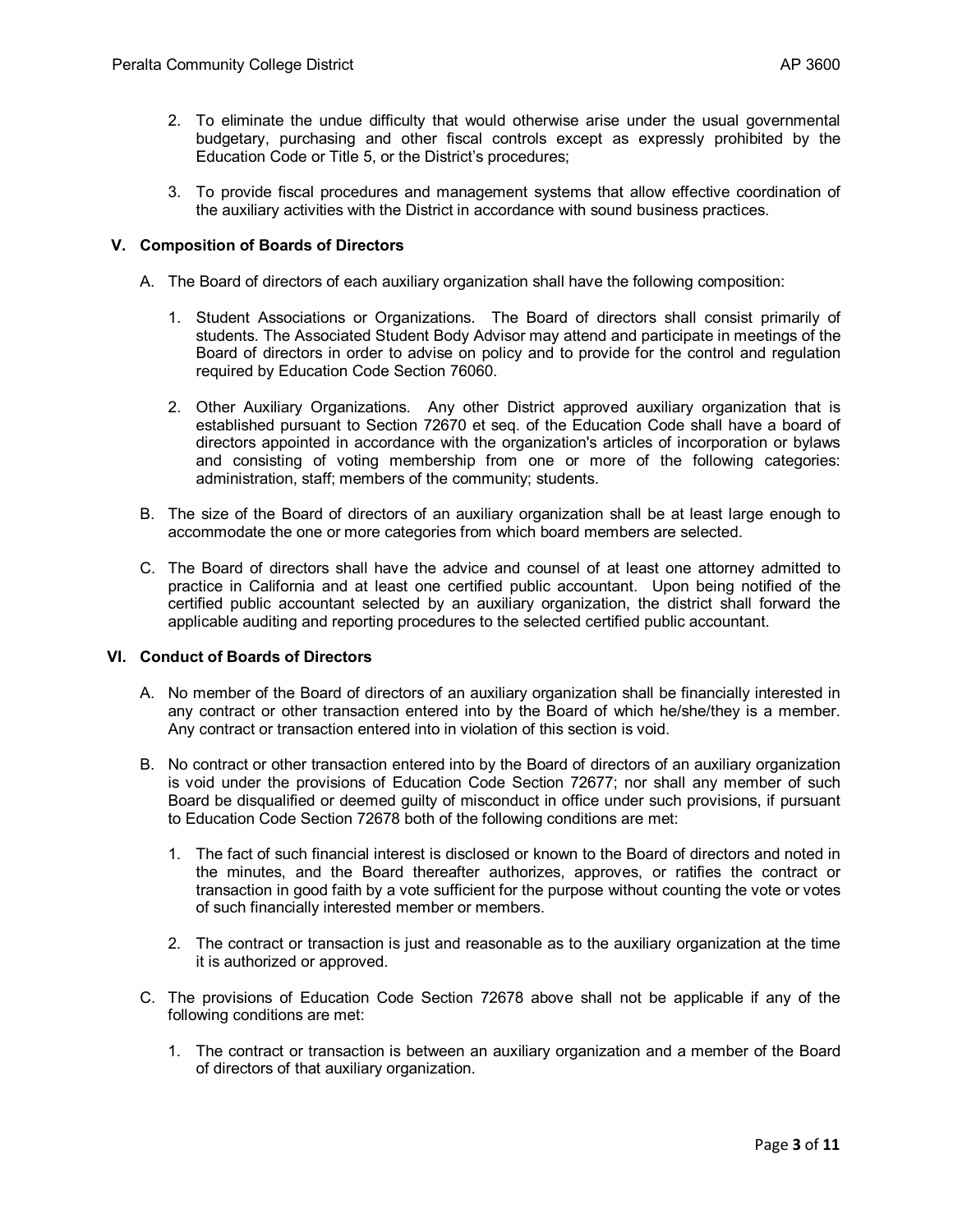2. To eliminate the undue difficulty that would otherwise arise under the usual governmental budgetary, purchasing and other fiscal controls except as expressly prohibited by the Education Code or Title 5, or the District's procedures;

3. To provide fiscal procedures and management systems that allow effective coordination of the auxiliary activities with the District in accordance with sound business practices.

## V. Composition of Boards of Directors

A. The Board of directors of each auxiliary organization shall have the following composition:

1. Student Associations or Organizations. The Board of directors shall consist primarily of students. The Associated Student Body Advisor may attend and participate in meetings of the Board of directors in order to advise on policy and to provide for the control and regulation required by Education Code Section 76060.

2. Other Auxiliary Organizations. Any other District approved auxiliary organization that is established pursuant to Section 72670 et seq. of the Education Code shall have a board of directors appointed in accordance with the organization's articles of incorporation or bylaws and consisting of voting membership from one or more of the following categories: administration, staff; members of the community; students.

B. The size of the Board of directors of an auxiliary organization shall be at least large enough to accommodate the one or more categories from which board members are selected.

C. The Board of directors shall have the advice and counsel of at least one attorney admitted to practice in California and at least one certified public accountant. Upon being notified of the certified public accountant selected by an auxiliary organization, the district shall forward the applicable auditing and reporting procedures to the selected certified public accountant.

## VI. Conduct of Boards of Directors

A. No member of the Board of directors of an auxiliary organization shall be financially interested in any contract or other transaction entered into by the Board of which he/she/they is a member. Any contract or transaction entered into in violation of this section is void.

B. No contract or other transaction entered into by the Board of directors of an auxiliary organization is void under the provisions of Education Code Section 72677; nor shall any member of such Board be disqualified or deemed guilty of misconduct in office under such provisions, if pursuant to Education Code Section 72678 both of the following conditions are met:

1. The fact of such financial interest is disclosed or known to the Board of directors and noted in the minutes, and the Board thereafter authorizes, approves, or ratifies the contract or transaction in good faith by a vote sufficient for the purpose without counting the vote or votes of such financially interested member or members.

2. The contract or transaction is just and reasonable as to the auxiliary organization at the time it is authorized or approved.

C. The provisions of Education Code Section 72678 above shall not be applicable if any of the following conditions are met:

1. The contract or transaction is between an auxiliary organization and a member of the Board of directors of that auxiliary organization.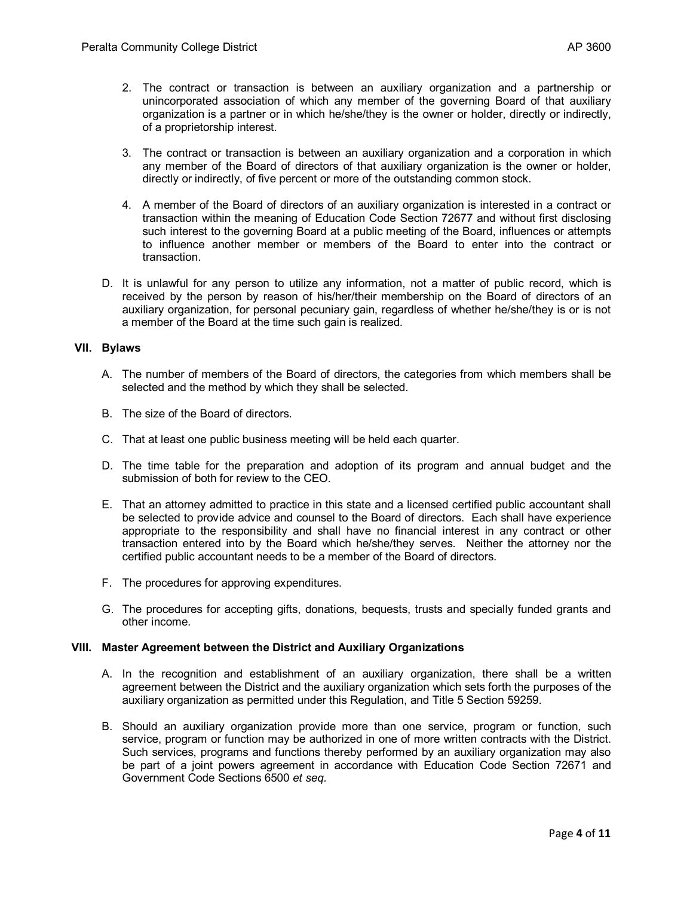2. The contract or transaction is between an auxiliary organization and a partnership or unincorporated association of which any member of the governing Board of that auxiliary organization is a partner or in which he/she/they is the owner or holder, directly or indirectly, of a proprietorship interest.

3. The contract or transaction is between an auxiliary organization and a corporation in which any member of the Board of directors of that auxiliary organization is the owner or holder, directly or indirectly, of five percent or more of the outstanding common stock.

4. A member of the Board of directors of an auxiliary organization is interested in a contract or transaction within the meaning of Education Code Section 72677 and without first disclosing such interest to the governing Board at a public meeting of the Board, influences or attempts to influence another member or members of the Board to enter into the contract or transaction.

D. It is unlawful for any person to utilize any information, not a matter of public record, which is received by the person by reason of his/her/their membership on the Board of directors of an auxiliary organization, for personal pecuniary gain, regardless of whether he/she/they is or is not a member of the Board at the time such gain is realized.

## VII. Bylaws

A. The number of members of the Board of directors, the categories from which members shall be selected and the method by which they shall be selected.

B. The size of the Board of directors.

C. That at least one public business meeting will be held each quarter.

D. The time table for the preparation and adoption of its program and annual budget and the submission of both for review to the CEO.

E. That an attorney admitted to practice in this state and a licensed certified public accountant shall be selected to provide advice and counsel to the Board of directors. Each shall have experience appropriate to the responsibility and shall have no financial interest in any contract or other transaction entered into by the Board which he/she/they serves. Neither the attorney nor the certified public accountant needs to be a member of the Board of directors.

F. The procedures for approving expenditures.

G. The procedures for accepting gifts, donations, bequests, trusts and specially funded grants and other income.

## VIII. Master Agreement between the District and Auxiliary Organizations

A. In the recognition and establishment of an auxiliary organization, there shall be a written agreement between the District and the auxiliary organization which sets forth the purposes of the auxiliary organization as permitted under this Regulation, and Title 5 Section 59259.

B. Should an auxiliary organization provide more than one service, program or function, such service, program or function may be authorized in one of more written contracts with the District. Such services, programs and functions thereby performed by an auxiliary organization may also be part of a joint powers agreement in accordance with Education Code Section 72671 and Government Code Sections 6500 *et seq.*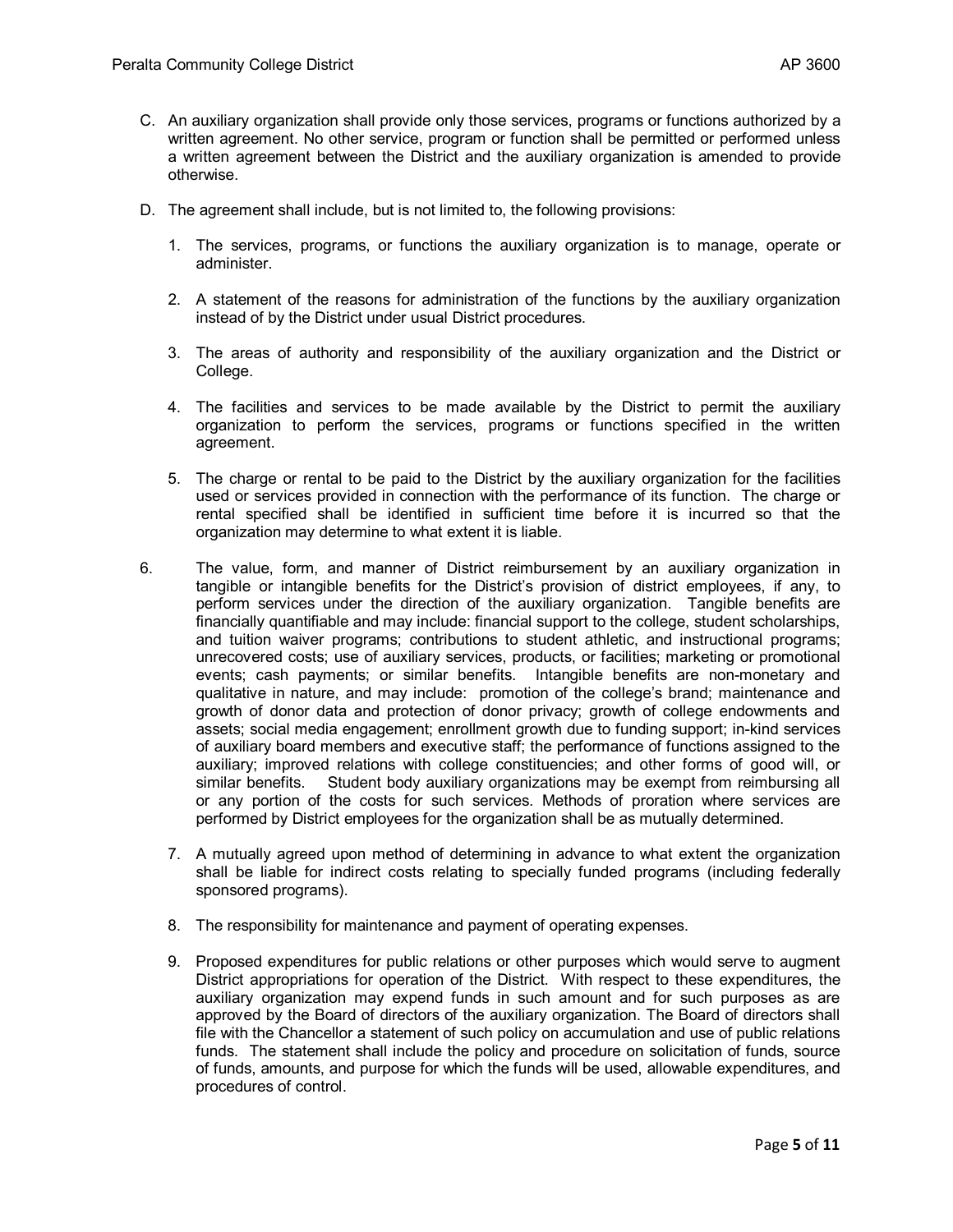C. An auxiliary organization shall provide only those services, programs or functions authorized by a written agreement. No other service, program or function shall be permitted or performed unless a written agreement between the District and the auxiliary organization is amended to provide otherwise.

D. The agreement shall include, but is not limited to, the following provisions:

   1. The services, programs, or functions the auxiliary organization is to manage, operate or administer.

   2. A statement of the reasons for administration of the functions by the auxiliary organization instead of by the District under usual District procedures.

   3. The areas of authority and responsibility of the auxiliary organization and the District or College.

   4. The facilities and services to be made available by the District to permit the auxiliary organization to perform the services, programs or functions specified in the written agreement.

   5. The charge or rental to be paid to the District by the auxiliary organization for the facilities used or services provided in connection with the performance of its function. The charge or rental specified shall be identified in sufficient time before it is incurred so that the organization may determine to what extent it is liable.

   6. The value, form, and manner of District reimbursement by an auxiliary organization in tangible or intangible benefits for the District's provision of district employees, if any, to perform services under the direction of the auxiliary organization. Tangible benefits are financially quantifiable and may include: financial support to the college, student scholarships, and tuition waiver programs; contributions to student athletic, and instructional programs; unrecovered costs; use of auxiliary services, products, or facilities; marketing or promotional events; cash payments; or similar benefits. Intangible benefits are non-monetary and qualitative in nature, and may include: promotion of the college's brand; maintenance and growth of donor data and protection of donor privacy; growth of college endowments and assets; social media engagement; enrollment growth due to funding support; in-kind services of auxiliary board members and executive staff; the performance of functions assigned to the auxiliary; improved relations with college constituencies; and other forms of good will, or similar benefits. Student body auxiliary organizations may be exempt from reimbursing all or any portion of the costs for such services. Methods of proration where services are performed by District employees for the organization shall be as mutually determined.

   7. A mutually agreed upon method of determining in advance to what extent the organization shall be liable for indirect costs relating to specially funded programs (including federally sponsored programs).

   8. The responsibility for maintenance and payment of operating expenses.

   9. Proposed expenditures for public relations or other purposes which would serve to augment District appropriations for operation of the District. With respect to these expenditures, the auxiliary organization may expend funds in such amount and for such purposes as are approved by the Board of directors of the auxiliary organization. The Board of directors shall file with the Chancellor a statement of such policy on accumulation and use of public relations funds. The statement shall include the policy and procedure on solicitation of funds, source of funds, amounts, and purpose for which the funds will be used, allowable expenditures, and procedures of control.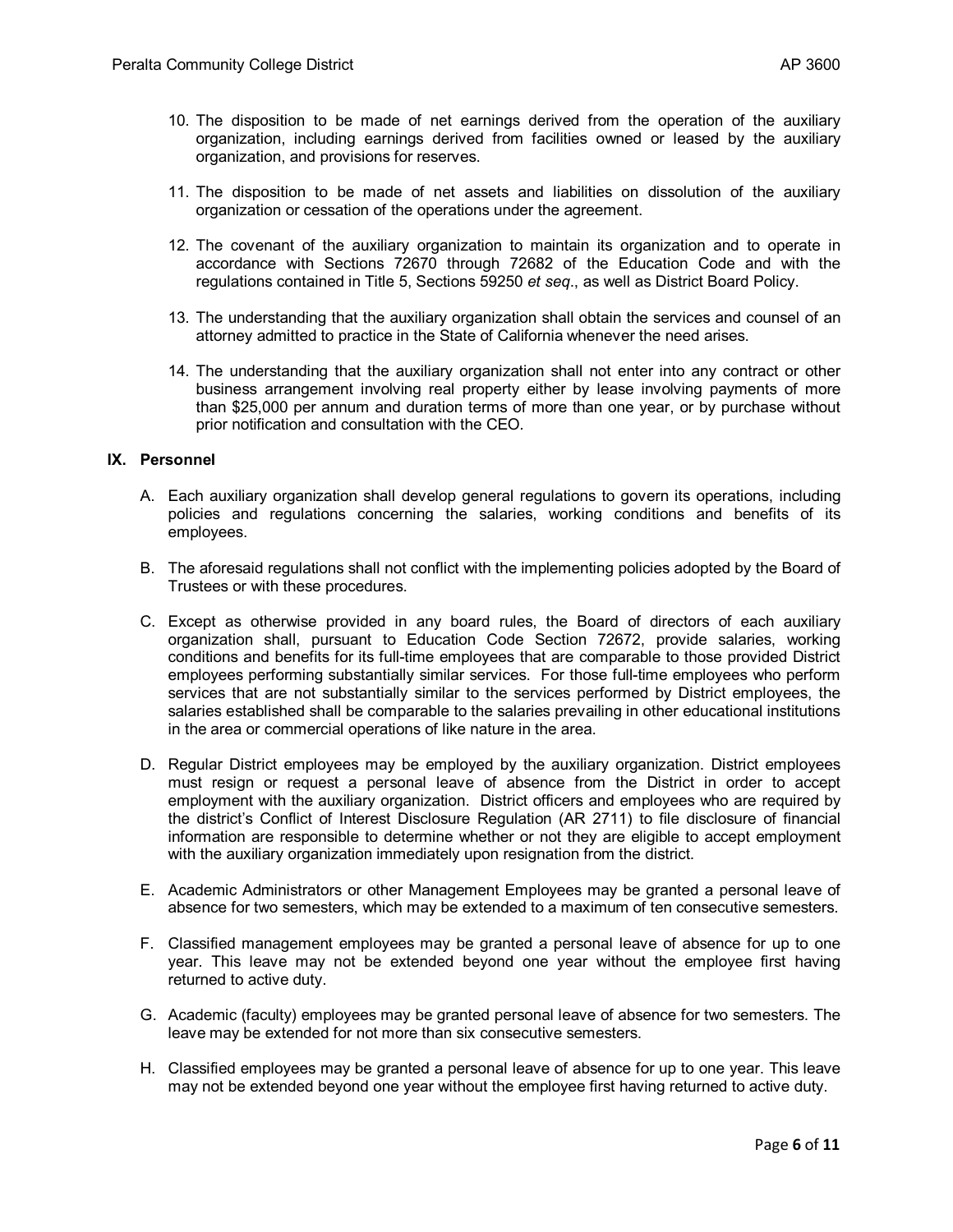10. The disposition to be made of net earnings derived from the operation of the auxiliary organization, including earnings derived from facilities owned or leased by the auxiliary organization, and provisions for reserves.

11. The disposition to be made of net assets and liabilities on dissolution of the auxiliary organization or cessation of the operations under the agreement.

12. The covenant of the auxiliary organization to maintain its organization and to operate in accordance with Sections 72670 through 72682 of the Education Code and with the regulations contained in Title 5, Sections 59250 *et seq*., as well as District Board Policy.

13. The understanding that the auxiliary organization shall obtain the services and counsel of an attorney admitted to practice in the State of California whenever the need arises.

14. The understanding that the auxiliary organization shall not enter into any contract or other business arrangement involving real property either by lease involving payments of more than $25,000 per annum and duration terms of more than one year, or by purchase without prior notification and consultation with the CEO.

## IX. Personnel

A. Each auxiliary organization shall develop general regulations to govern its operations, including policies and regulations concerning the salaries, working conditions and benefits of its employees.

B. The aforesaid regulations shall not conflict with the implementing policies adopted by the Board of Trustees or with these procedures.

C. Except as otherwise provided in any board rules, the Board of directors of each auxiliary organization shall, pursuant to Education Code Section 72672, provide salaries, working conditions and benefits for its full-time employees that are comparable to those provided District employees performing substantially similar services. For those full-time employees who perform services that are not substantially similar to the services performed by District employees, the salaries established shall be comparable to the salaries prevailing in other educational institutions in the area or commercial operations of like nature in the area.

D. Regular District employees may be employed by the auxiliary organization. District employees must resign or request a personal leave of absence from the District in order to accept employment with the auxiliary organization. District officers and employees who are required by the district's Conflict of Interest Disclosure Regulation (AR 2711) to file disclosure of financial information are responsible to determine whether or not they are eligible to accept employment with the auxiliary organization immediately upon resignation from the district.

E. Academic Administrators or other Management Employees may be granted a personal leave of absence for two semesters, which may be extended to a maximum of ten consecutive semesters.

F. Classified management employees may be granted a personal leave of absence for up to one year. This leave may not be extended beyond one year without the employee first having returned to active duty.

G. Academic (faculty) employees may be granted personal leave of absence for two semesters. The leave may be extended for not more than six consecutive semesters.

H. Classified employees may be granted a personal leave of absence for up to one year. This leave may not be extended beyond one year without the employee first having returned to active duty.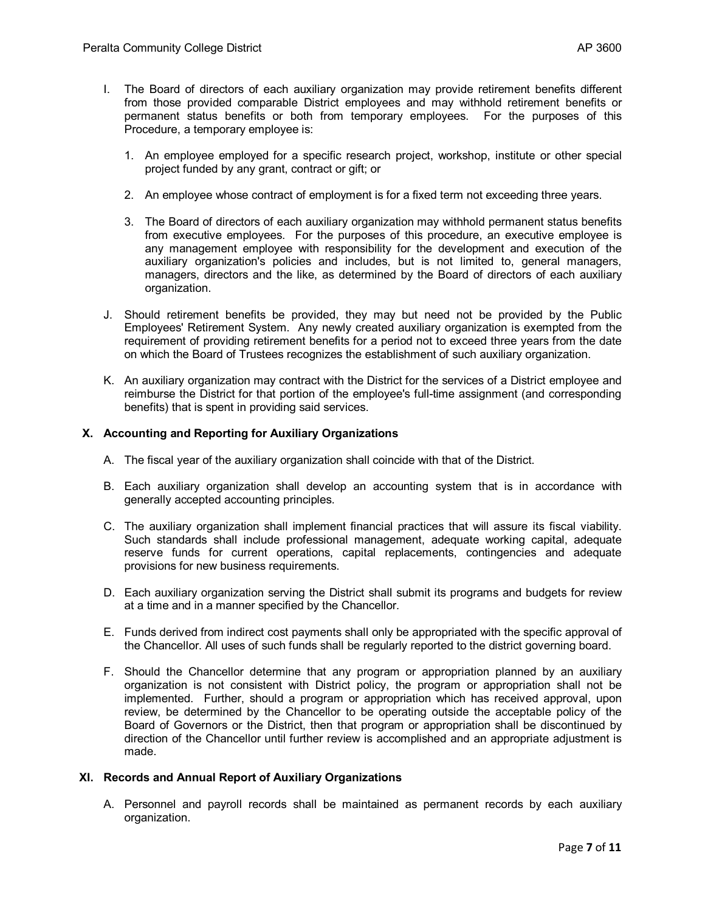I. The Board of directors of each auxiliary organization may provide retirement benefits different from those provided comparable District employees and may withhold retirement benefits or permanent status benefits or both from temporary employees. For the purposes of this Procedure, a temporary employee is:

   1. An employee employed for a specific research project, workshop, institute or other special project funded by any grant, contract or gift; or

   2. An employee whose contract of employment is for a fixed term not exceeding three years.

   3. The Board of directors of each auxiliary organization may withhold permanent status benefits from executive employees. For the purposes of this procedure, an executive employee is any management employee with responsibility for the development and execution of the auxiliary organization's policies and includes, but is not limited to, general managers, managers, directors and the like, as determined by the Board of directors of each auxiliary organization.

J. Should retirement benefits be provided, they may but need not be provided by the Public Employees' Retirement System. Any newly created auxiliary organization is exempted from the requirement of providing retirement benefits for a period not to exceed three years from the date on which the Board of Trustees recognizes the establishment of such auxiliary organization.

K. An auxiliary organization may contract with the District for the services of a District employee and reimburse the District for that portion of the employee's full-time assignment (and corresponding benefits) that is spent in providing said services.

## X. Accounting and Reporting for Auxiliary Organizations

A. The fiscal year of the auxiliary organization shall coincide with that of the District.

B. Each auxiliary organization shall develop an accounting system that is in accordance with generally accepted accounting principles.

C. The auxiliary organization shall implement financial practices that will assure its fiscal viability. Such standards shall include professional management, adequate working capital, adequate reserve funds for current operations, capital replacements, contingencies and adequate provisions for new business requirements.

D. Each auxiliary organization serving the District shall submit its programs and budgets for review at a time and in a manner specified by the Chancellor.

E. Funds derived from indirect cost payments shall only be appropriated with the specific approval of the Chancellor. All uses of such funds shall be regularly reported to the district governing board.

F. Should the Chancellor determine that any program or appropriation planned by an auxiliary organization is not consistent with District policy, the program or appropriation shall not be implemented. Further, should a program or appropriation which has received approval, upon review, be determined by the Chancellor to be operating outside the acceptable policy of the Board of Governors or the District, then that program or appropriation shall be discontinued by direction of the Chancellor until further review is accomplished and an appropriate adjustment is made.

## XI. Records and Annual Report of Auxiliary Organizations

A. Personnel and payroll records shall be maintained as permanent records by each auxiliary organization.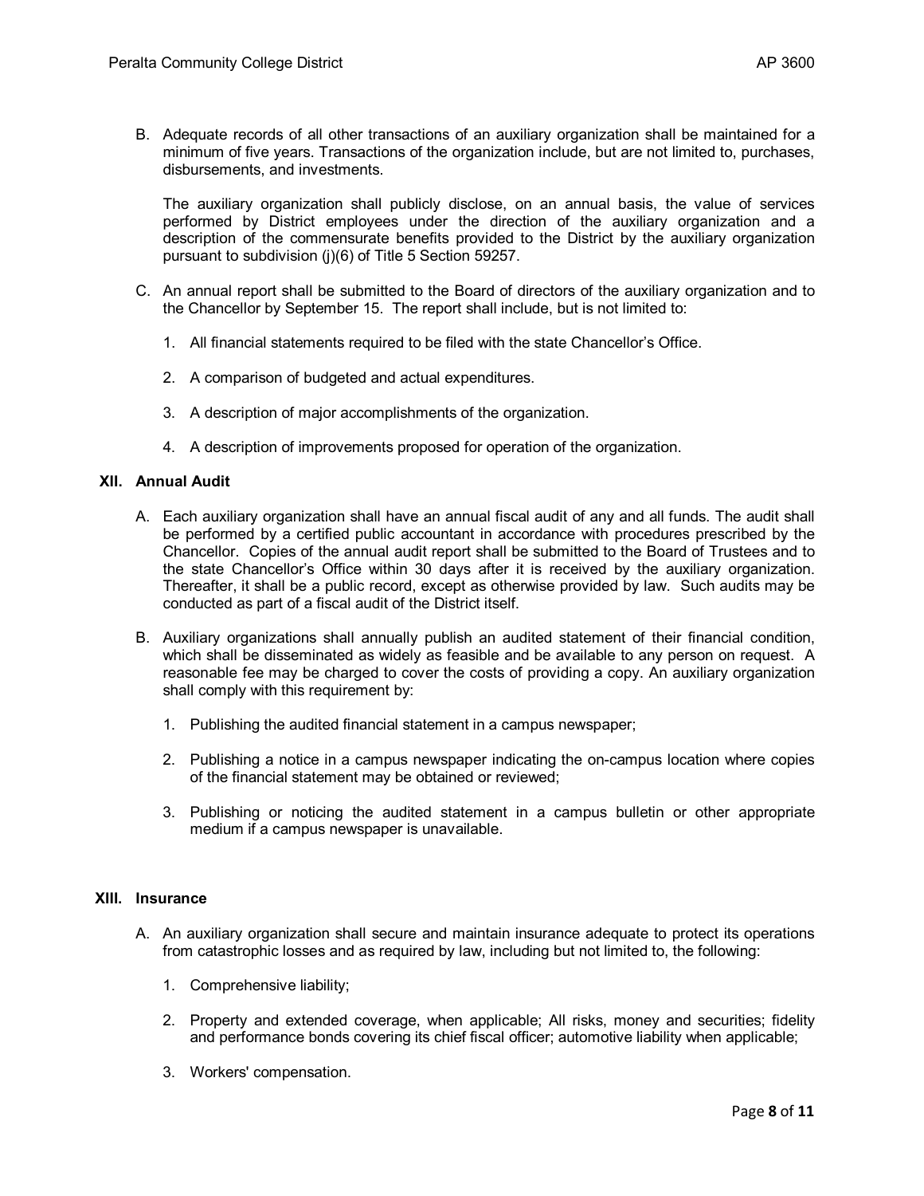B. Adequate records of all other transactions of an auxiliary organization shall be maintained for a minimum of five years. Transactions of the organization include, but are not limited to, purchases, disbursements, and investments.

   The auxiliary organization shall publicly disclose, on an annual basis, the value of services performed by District employees under the direction of the auxiliary organization and a description of the commensurate benefits provided to the District by the auxiliary organization pursuant to subdivision (j)(6) of Title 5 Section 59257.

C. An annual report shall be submitted to the Board of directors of the auxiliary organization and to the Chancellor by September 15. The report shall include, but is not limited to:

   1. All financial statements required to be filed with the state Chancellor's Office.

   2. A comparison of budgeted and actual expenditures.

   3. A description of major accomplishments of the organization.

   4. A description of improvements proposed for operation of the organization.

## XII. Annual Audit

A. Each auxiliary organization shall have an annual fiscal audit of any and all funds. The audit shall be performed by a certified public accountant in accordance with procedures prescribed by the Chancellor. Copies of the annual audit report shall be submitted to the Board of Trustees and to the state Chancellor's Office within 30 days after it is received by the auxiliary organization. Thereafter, it shall be a public record, except as otherwise provided by law. Such audits may be conducted as part of a fiscal audit of the District itself.

B. Auxiliary organizations shall annually publish an audited statement of their financial condition, which shall be disseminated as widely as feasible and be available to any person on request. A reasonable fee may be charged to cover the costs of providing a copy. An auxiliary organization shall comply with this requirement by:

   1. Publishing the audited financial statement in a campus newspaper;

   2. Publishing a notice in a campus newspaper indicating the on-campus location where copies of the financial statement may be obtained or reviewed;

   3. Publishing or noticing the audited statement in a campus bulletin or other appropriate medium if a campus newspaper is unavailable.

## XIII. Insurance

A. An auxiliary organization shall secure and maintain insurance adequate to protect its operations from catastrophic losses and as required by law, including but not limited to, the following:

   1. Comprehensive liability;

   2. Property and extended coverage, when applicable; All risks, money and securities; fidelity and performance bonds covering its chief fiscal officer; automotive liability when applicable;

   3. Workers' compensation.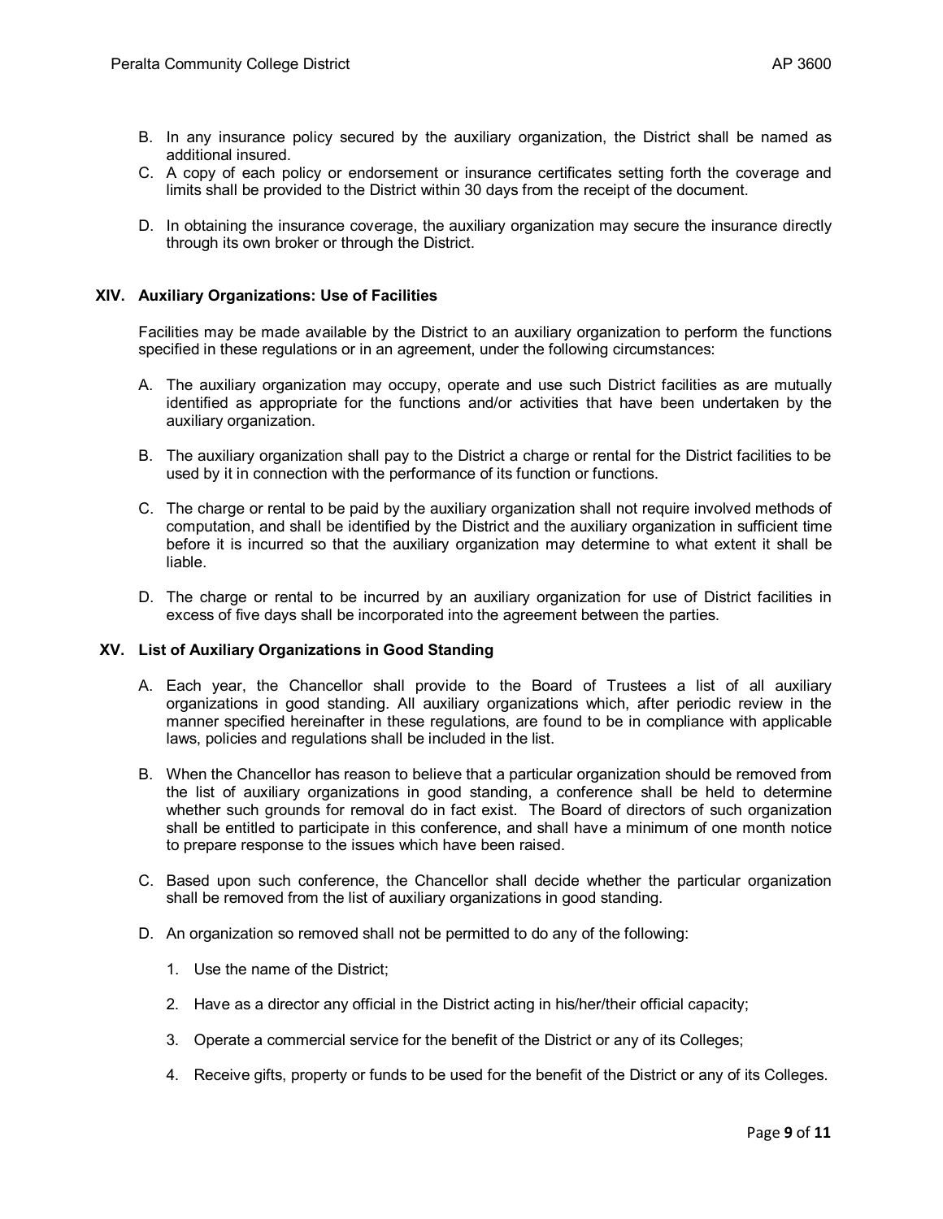B. In any insurance policy secured by the auxiliary organization, the District shall be named as additional insured.

C. A copy of each policy or endorsement or insurance certificates setting forth the coverage and limits shall be provided to the District within 30 days from the receipt of the document.

D. In obtaining the insurance coverage, the auxiliary organization may secure the insurance directly through its own broker or through the District.

## XIV. Auxiliary Organizations: Use of Facilities

Facilities may be made available by the District to an auxiliary organization to perform the functions specified in these regulations or in an agreement, under the following circumstances:

A. The auxiliary organization may occupy, operate and use such District facilities as are mutually identified as appropriate for the functions and/or activities that have been undertaken by the auxiliary organization.

B. The auxiliary organization shall pay to the District a charge or rental for the District facilities to be used by it in connection with the performance of its function or functions.

C. The charge or rental to be paid by the auxiliary organization shall not require involved methods of computation, and shall be identified by the District and the auxiliary organization in sufficient time before it is incurred so that the auxiliary organization may determine to what extent it shall be liable.

D. The charge or rental to be incurred by an auxiliary organization for use of District facilities in excess of five days shall be incorporated into the agreement between the parties.

## XV. List of Auxiliary Organizations in Good Standing

A. Each year, the Chancellor shall provide to the Board of Trustees a list of all auxiliary organizations in good standing. All auxiliary organizations which, after periodic review in the manner specified hereinafter in these regulations, are found to be in compliance with applicable laws, policies and regulations shall be included in the list.

B. When the Chancellor has reason to believe that a particular organization should be removed from the list of auxiliary organizations in good standing, a conference shall be held to determine whether such grounds for removal do in fact exist. The Board of directors of such organization shall be entitled to participate in this conference, and shall have a minimum of one month notice to prepare response to the issues which have been raised.

C. Based upon such conference, the Chancellor shall decide whether the particular organization shall be removed from the list of auxiliary organizations in good standing.

D. An organization so removed shall not be permitted to do any of the following:

1. Use the name of the District;
2. Have as a director any official in the District acting in his/her/their official capacity;
3. Operate a commercial service for the benefit of the District or any of its Colleges;
4. Receive gifts, property or funds to be used for the benefit of the District or any of its Colleges.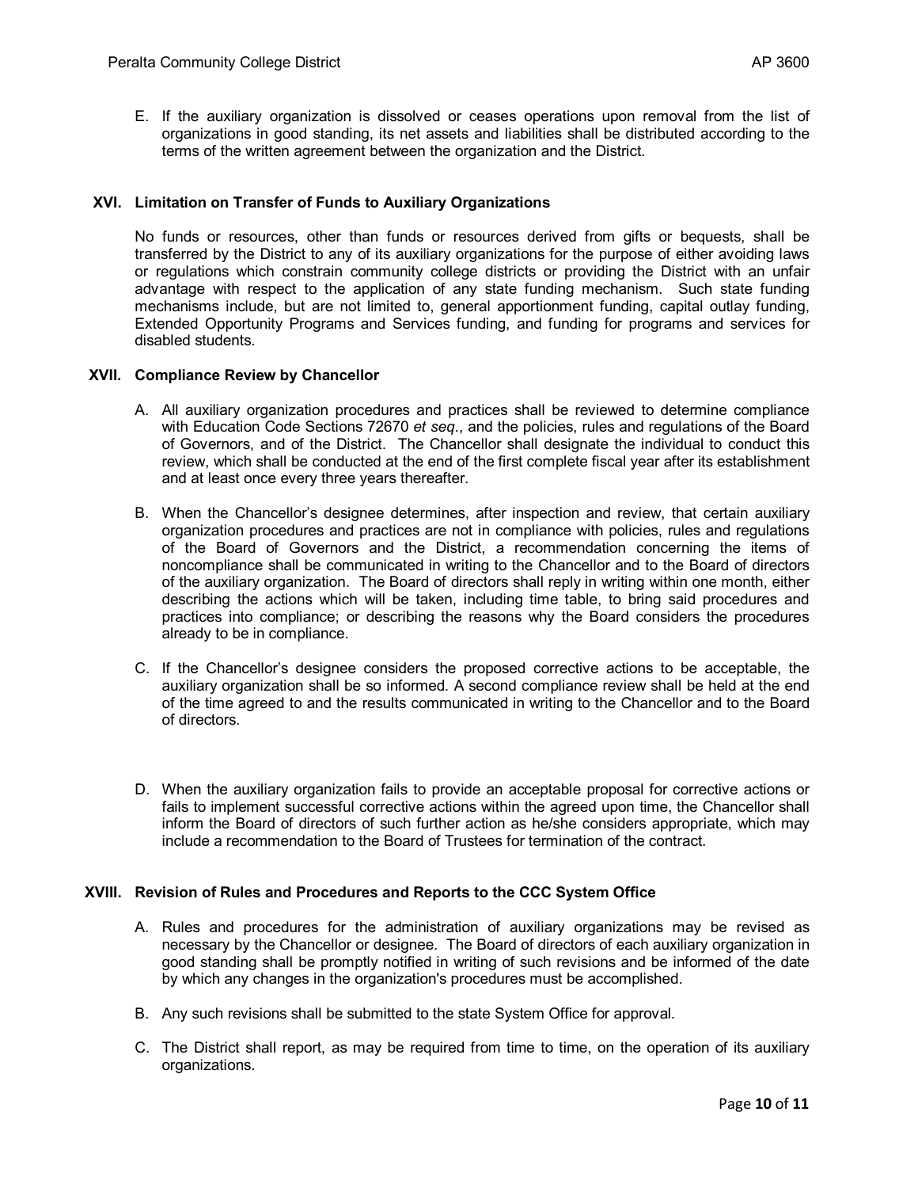E. If the auxiliary organization is dissolved or ceases operations upon removal from the list of organizations in good standing, its net assets and liabilities shall be distributed according to the terms of the written agreement between the organization and the District.

## XVI. Limitation on Transfer of Funds to Auxiliary Organizations

No funds or resources, other than funds or resources derived from gifts or bequests, shall be transferred by the District to any of its auxiliary organizations for the purpose of either avoiding laws or regulations which constrain community college districts or providing the District with an unfair advantage with respect to the application of any state funding mechanism. Such state funding mechanisms include, but are not limited to, general apportionment funding, capital outlay funding, Extended Opportunity Programs and Services funding, and funding for programs and services for disabled students.

## XVII. Compliance Review by Chancellor

A. All auxiliary organization procedures and practices shall be reviewed to determine compliance with Education Code Sections 72670 *et seq.*, and the policies, rules and regulations of the Board of Governors, and of the District. The Chancellor shall designate the individual to conduct this review, which shall be conducted at the end of the first complete fiscal year after its establishment and at least once every three years thereafter.

B. When the Chancellor's designee determines, after inspection and review, that certain auxiliary organization procedures and practices are not in compliance with policies, rules and regulations of the Board of Governors and the District, a recommendation concerning the items of noncompliance shall be communicated in writing to the Chancellor and to the Board of directors of the auxiliary organization. The Board of directors shall reply in writing within one month, either describing the actions which will be taken, including time table, to bring said procedures and practices into compliance; or describing the reasons why the Board considers the procedures already to be in compliance.

C. If the Chancellor's designee considers the proposed corrective actions to be acceptable, the auxiliary organization shall be so informed. A second compliance review shall be held at the end of the time agreed to and the results communicated in writing to the Chancellor and to the Board of directors.

D. When the auxiliary organization fails to provide an acceptable proposal for corrective actions or fails to implement successful corrective actions within the agreed upon time, the Chancellor shall inform the Board of directors of such further action as he/she considers appropriate, which may include a recommendation to the Board of Trustees for termination of the contract.

## XVIII. Revision of Rules and Procedures and Reports to the CCC System Office

A. Rules and procedures for the administration of auxiliary organizations may be revised as necessary by the Chancellor or designee. The Board of directors of each auxiliary organization in good standing shall be promptly notified in writing of such revisions and be informed of the date by which any changes in the organization's procedures must be accomplished.

B. Any such revisions shall be submitted to the state System Office for approval.

C. The District shall report, as may be required from time to time, on the operation of its auxiliary organizations.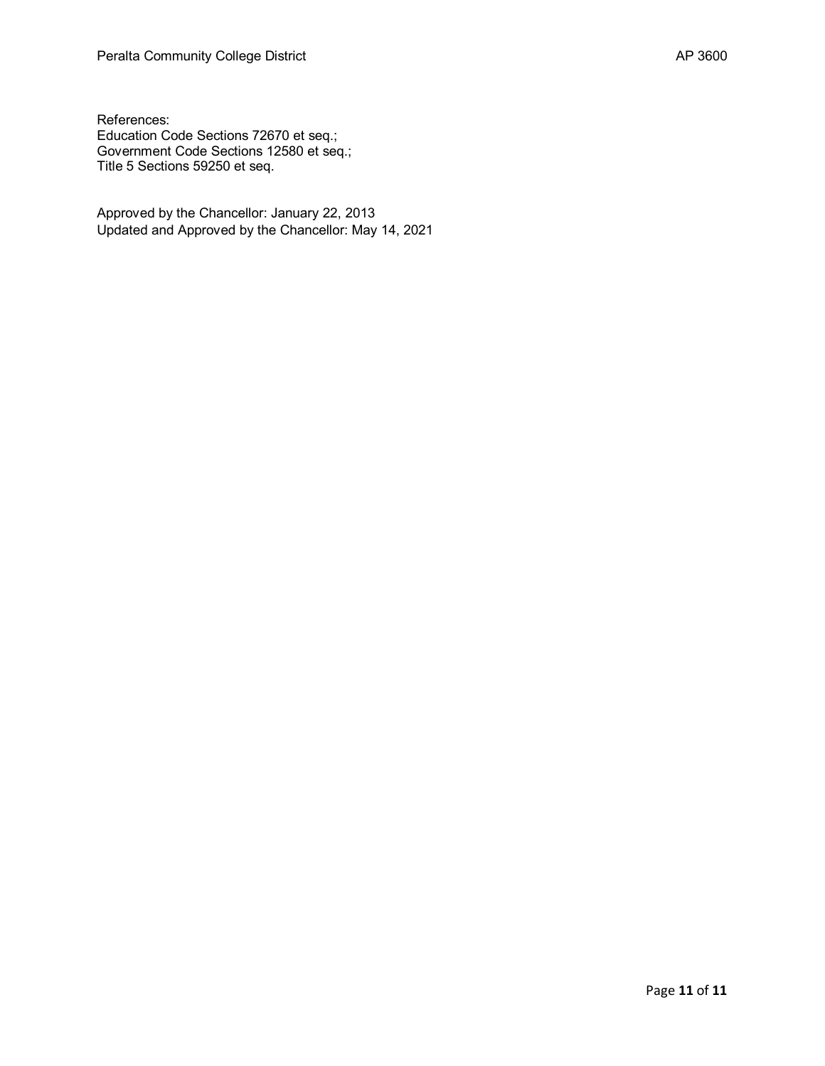References:
Education Code Sections 72670 et seq.;
Government Code Sections 12580 et seq.;
Title 5 Sections 59250 et seq.

Approved by the Chancellor: January 22, 2013
Updated and Approved by the Chancellor: May 14, 2021